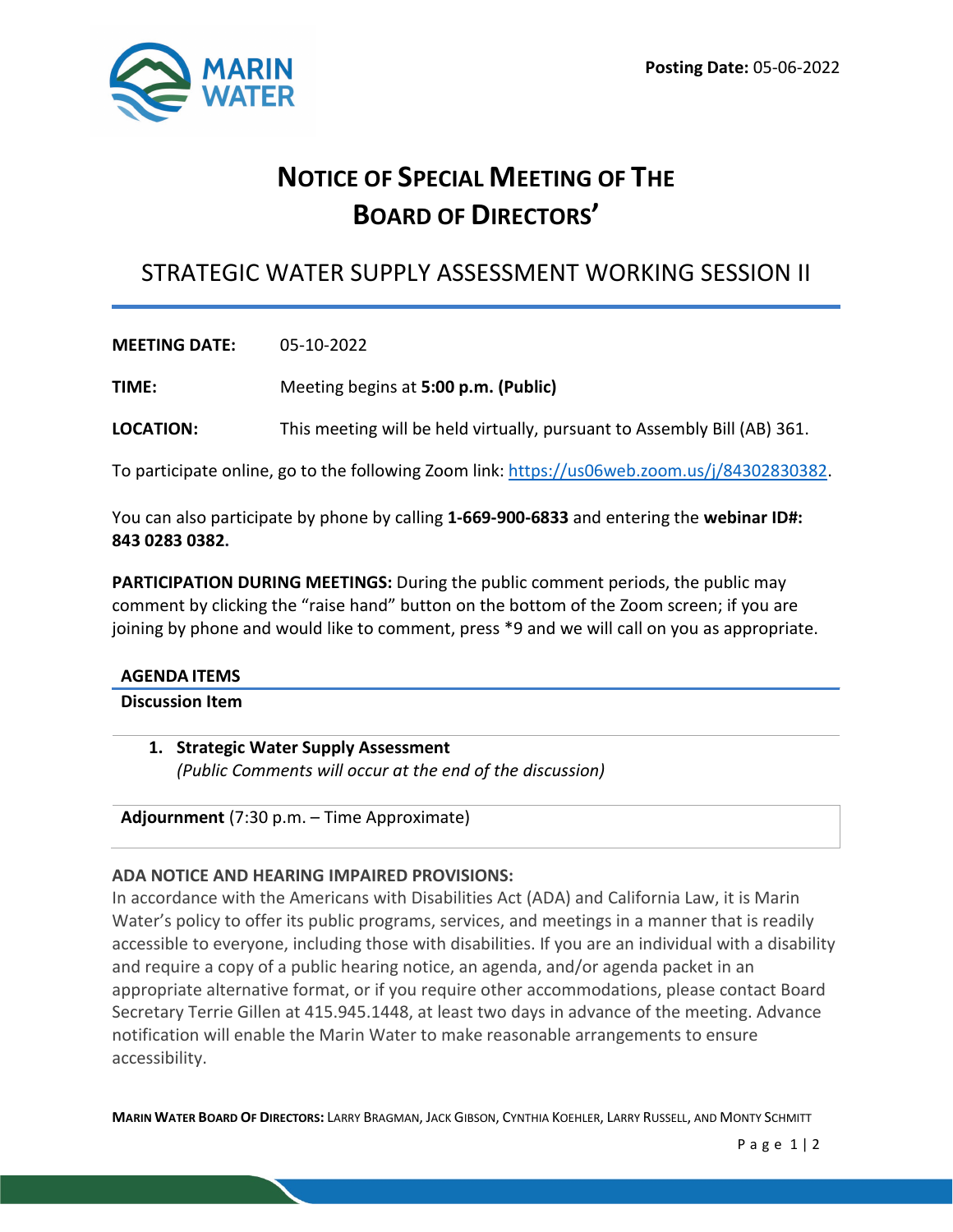**Posting Date:** 05-06-2022

# NOTICE OF SPECIAL MEETING OF THE BOARD OF DIRECTORS'

## STRATEGIC WATER SUPPLY ASSESSMENT WORKING SESSION II

**MEETING DATE:** 05-10-2022

**TIME:** Meeting begins at **5:00 p.m. (Public)**

**LOCATION:** This meeting will be held virtually, pursuant to Assembly Bill (AB) 361.

To participate online, go to the following Zoom link: https://us06web.zoom.us/j/84302830382.

You can also participate by phone by calling **1-669-900-6833** and entering the **webinar ID#: 843 0283 0382.**

**PARTICIPATION DURING MEETINGS:** During the public comment periods, the public may comment by clicking the "raise hand" button on the bottom of the Zoom screen; if you are joining by phone and would like to comment, press *9 and we will call on you as appropriate.

### AGENDA ITEMS

**Discussion Item**

1. **Strategic Water Supply Assessment**
   *(Public Comments will occur at the end of the discussion)*

**Adjournment** (7:30 p.m. – Time Approximate)

**ADA NOTICE AND HEARING IMPAIRED PROVISIONS:**
In accordance with the Americans with Disabilities Act (ADA) and California Law, it is Marin Water's policy to offer its public programs, services, and meetings in a manner that is readily accessible to everyone, including those with disabilities. If you are an individual with a disability and require a copy of a public hearing notice, an agenda, and/or agenda packet in an appropriate alternative format, or if you require other accommodations, please contact Board Secretary Terrie Gillen at 415.945.1448, at least two days in advance of the meeting. Advance notification will enable the Marin Water to make reasonable arrangements to ensure accessibility.

**MARIN WATER BOARD OF DIRECTORS:** LARRY BRAGMAN, JACK GIBSON, CYNTHIA KOEHLER, LARRY RUSSELL, AND MONTY SCHMITT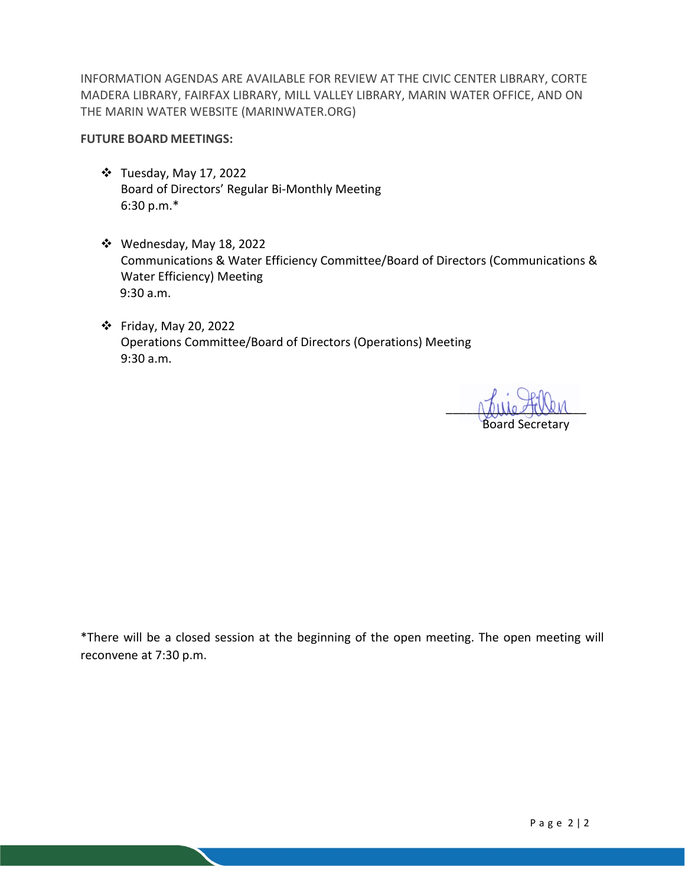INFORMATION AGENDAS ARE AVAILABLE FOR REVIEW AT THE CIVIC CENTER LIBRARY, CORTE MADERA LIBRARY, FAIRFAX LIBRARY, MILL VALLEY LIBRARY, MARIN WATER OFFICE, AND ON THE MARIN WATER WEBSITE (MARINWATER.ORG)

**FUTURE BOARD MEETINGS:**

- Tuesday, May 17, 2022
  Board of Directors' Regular Bi-Monthly Meeting
  6:30 p.m.*

- Wednesday, May 18, 2022
  Communications & Water Efficiency Committee/Board of Directors (Communications & Water Efficiency) Meeting
  9:30 a.m.

- Friday, May 20, 2022
  Operations Committee/Board of Directors (Operations) Meeting
  9:30 a.m.

Board Secretary

*There will be a closed session at the beginning of the open meeting. The open meeting will reconvene at 7:30 p.m.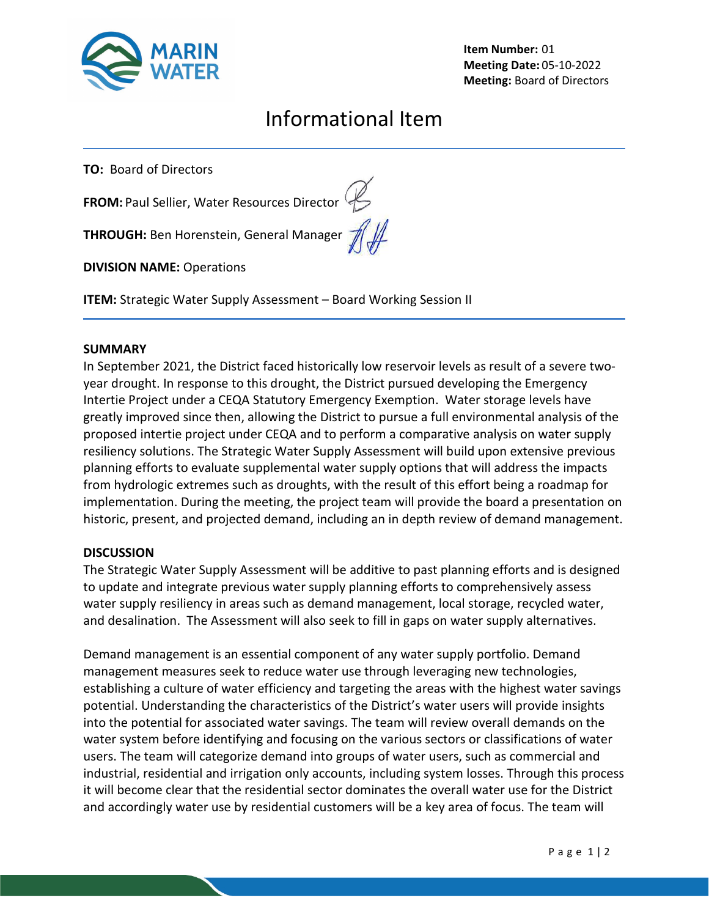**Item Number:** 01
**Meeting Date:** 05-10-2022
**Meeting:** Board of Directors

# Informational Item

**TO:** Board of Directors

**FROM:** Paul Sellier, Water Resources Director

**THROUGH:** Ben Horenstein, General Manager

**DIVISION NAME:** Operations

**ITEM:** Strategic Water Supply Assessment – Board Working Session II

## SUMMARY

In September 2021, the District faced historically low reservoir levels as result of a severe two-year drought. In response to this drought, the District pursued developing the Emergency Intertie Project under a CEQA Statutory Emergency Exemption. Water storage levels have greatly improved since then, allowing the District to pursue a full environmental analysis of the proposed intertie project under CEQA and to perform a comparative analysis on water supply resiliency solutions. The Strategic Water Supply Assessment will build upon extensive previous planning efforts to evaluate supplemental water supply options that will address the impacts from hydrologic extremes such as droughts, with the result of this effort being a roadmap for implementation. During the meeting, the project team will provide the board a presentation on historic, present, and projected demand, including an in depth review of demand management.

## DISCUSSION

The Strategic Water Supply Assessment will be additive to past planning efforts and is designed to update and integrate previous water supply planning efforts to comprehensively assess water supply resiliency in areas such as demand management, local storage, recycled water, and desalination. The Assessment will also seek to fill in gaps on water supply alternatives.

Demand management is an essential component of any water supply portfolio. Demand management measures seek to reduce water use through leveraging new technologies, establishing a culture of water efficiency and targeting the areas with the highest water savings potential. Understanding the characteristics of the District's water users will provide insights into the potential for associated water savings. The team will review overall demands on the water system before identifying and focusing on the various sectors or classifications of water users. The team will categorize demand into groups of water users, such as commercial and industrial, residential and irrigation only accounts, including system losses. Through this process it will become clear that the residential sector dominates the overall water use for the District and accordingly water use by residential customers will be a key area of focus. The team will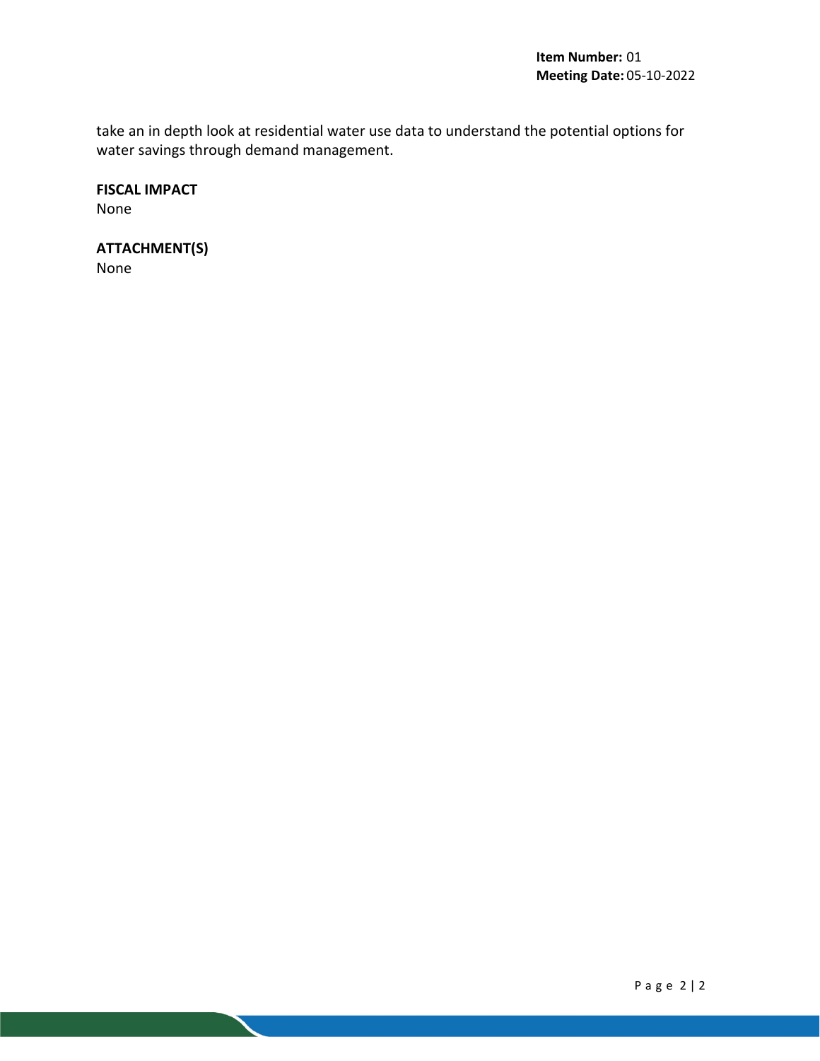take an in depth look at residential water use data to understand the potential options for water savings through demand management.

**FISCAL IMPACT**

None

**ATTACHMENT(S)**

None